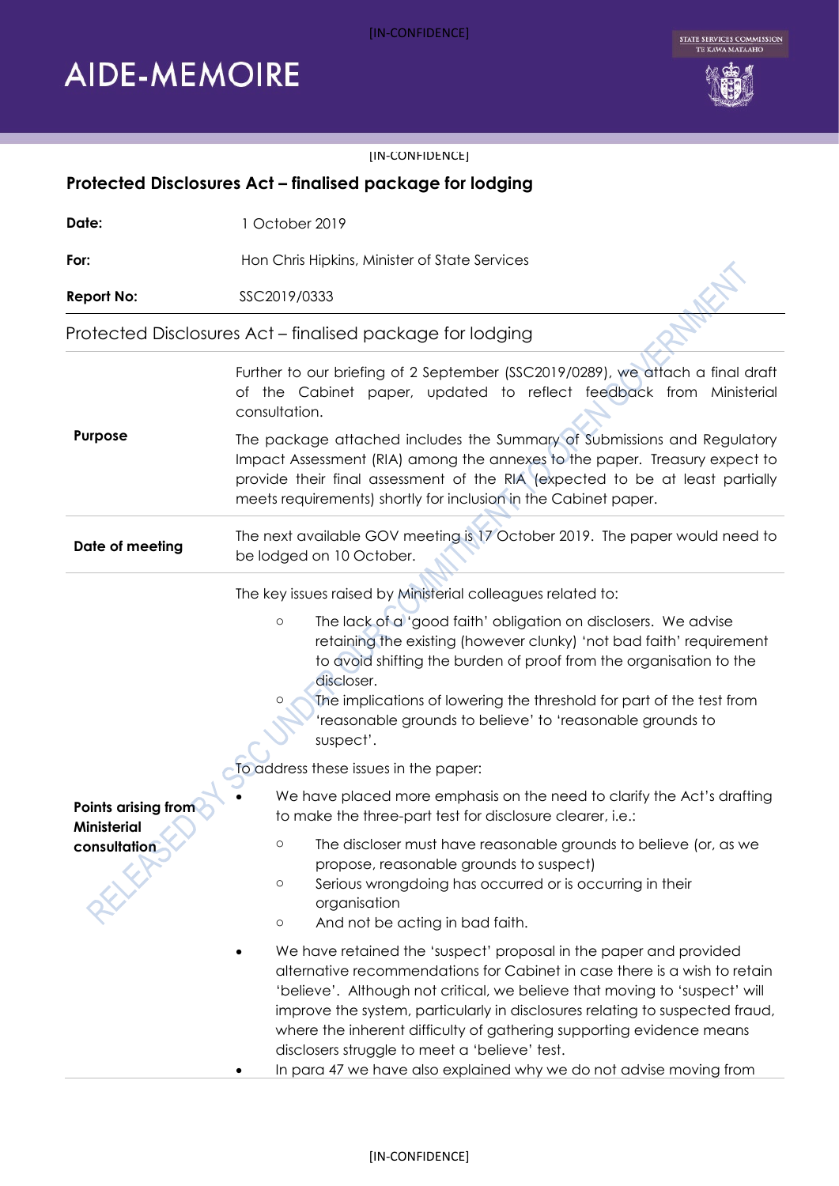[IN-CONFIDENCE]

# AIDE-MEMOIRE

# Protected Disclosures Act – finalised package for lodging

| | |
|---|---|
| **Date:** | 1 October 2019 |
| **For:** | Hon Chris Hipkins, Minister of State Services |
| **Report No:** | SSC2019/0333 |

## Protected Disclosures Act – finalised package for lodging

| | |
|---|---|
| **Purpose** | Further to our briefing of 2 September (SSC2019/0289), we attach a final draft of the Cabinet paper, updated to reflect feedback from Ministerial consultation.<br><br>The package attached includes the Summary of Submissions and Regulatory Impact Assessment (RIA) among the annexes to the paper. Treasury expect to provide their final assessment of the RIA (expected to be at least partially meets requirements) shortly for inclusion in the Cabinet paper. |
| **Date of meeting** | The next available GOV meeting is 17 October 2019. The paper would need to be lodged on 10 October. |
| **Points arising from Ministerial consultation** | The key issues raised by Ministerial colleagues related to:<br>○ The lack of a 'good faith' obligation on disclosers. We advise retaining the existing (however clunky) 'not bad faith' requirement to avoid shifting the burden of proof from the organisation to the discloser.<br>○ The implications of lowering the threshold for part of the test from 'reasonable grounds to believe' to 'reasonable grounds to suspect'.<br><br>To address these issues in the paper:<br>• We have placed more emphasis on the need to clarify the Act's drafting to make the three-part test for disclosure clearer, i.e.:<br>○ The discloser must have reasonable grounds to believe (or, as we propose, reasonable grounds to suspect)<br>○ Serious wrongdoing has occurred or is occurring in their organisation<br>○ And not be acting in bad faith.<br>• We have retained the 'suspect' proposal in the paper and provided alternative recommendations for Cabinet in case there is a wish to retain 'believe'. Although not critical, we believe that moving to 'suspect' will improve the system, particularly in disclosures relating to suspected fraud, where the inherent difficulty of gathering supporting evidence means disclosers struggle to meet a 'believe' test.<br>• In para 47 we have also explained why we do not advise moving from |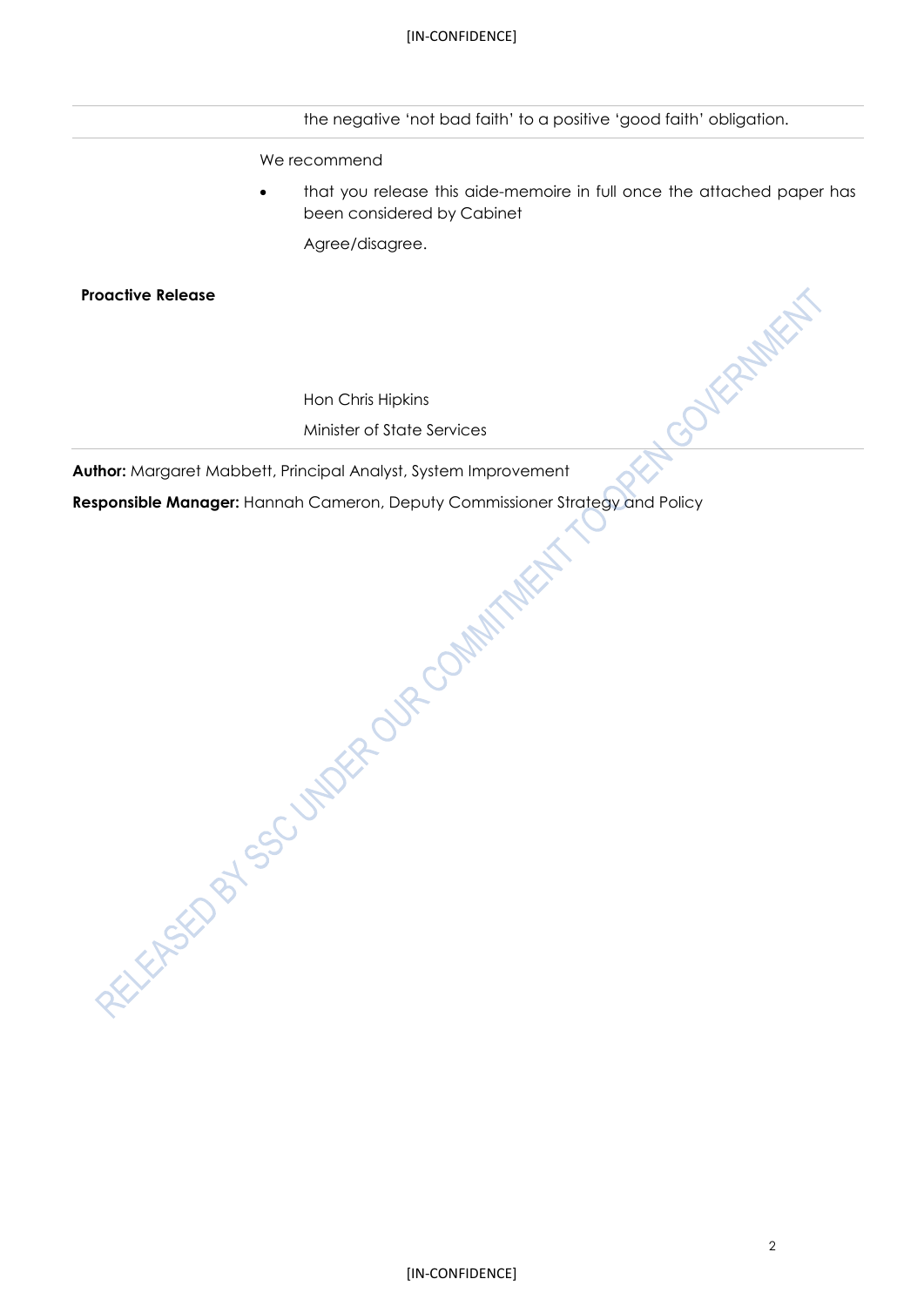the negative 'not bad faith' to a positive 'good faith' obligation.

We recommend

- that you release this aide-memoire in full once the attached paper has been considered by Cabinet

  Agree/disagree.

**Proactive Release**

Hon Chris Hipkins

Minister of State Services

**Author:** Margaret Mabbett, Principal Analyst, System Improvement

**Responsible Manager:** Hannah Cameron, Deputy Commissioner Strategy and Policy